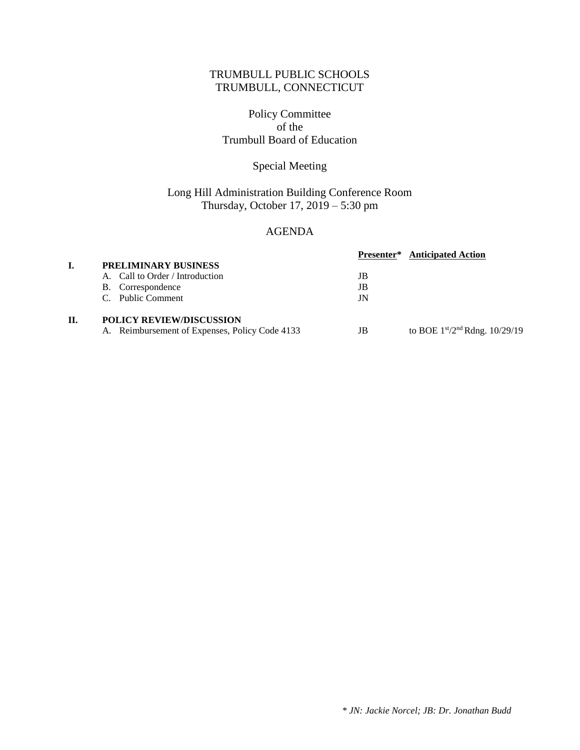TRUMBULL PUBLIC SCHOOLS
TRUMBULL, CONNECTICUT

Policy Committee
of the
Trumbull Board of Education

Special Meeting

Long Hill Administration Building Conference Room
Thursday, October 17, 2019 – 5:30 pm

# AGENDA

| | | Presenter* | Anticipated Action |
|---|---|---|---|
| **I.** | **PRELIMINARY BUSINESS** | | |
| | A. Call to Order / Introduction | JB | |
| | B. Correspondence | JB | |
| | C. Public Comment | JN | |
| **II.** | **POLICY REVIEW/DISCUSSION** | | |
| | A. Reimbursement of Expenses, Policy Code 4133 | JB | to BOE 1st/2nd Rdng. 10/29/19 |

*\* JN: Jackie Norcel; JB: Dr. Jonathan Budd*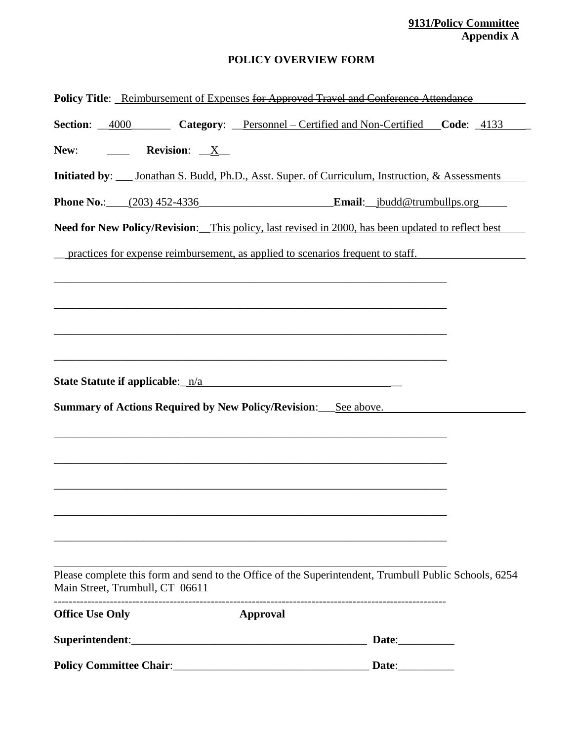**9131/Policy Committee**
**Appendix A**

## POLICY OVERVIEW FORM

**Policy Title**: Reimbursement of Expenses ~~for Approved Travel and Conference Attendance~~

**Section**: 4000 **Category**: Personnel – Certified and Non-Certified **Code**: 4133

**New**: ____ **Revision**: X

**Initiated by**: Jonathan S. Budd, Ph.D., Asst. Super. of Curriculum, Instruction, & Assessments

**Phone No.**: (203) 452-4336 **Email**: jbudd@trumbullps.org

**Need for New Policy/Revision**: This policy, last revised in 2000, has been updated to reflect best practices for expense reimbursement, as applied to scenarios frequent to staff.

**State Statute if applicable**: n/a

**Summary of Actions Required by New Policy/Revision**: See above.

Please complete this form and send to the Office of the Superintendent, Trumbull Public Schools, 6254 Main Street, Trumbull, CT 06611

---

**Office Use Only** **Approval**

**Superintendent**:__________________________________________ **Date**:__________

**Policy Committee Chair**:__________________________________ **Date**:__________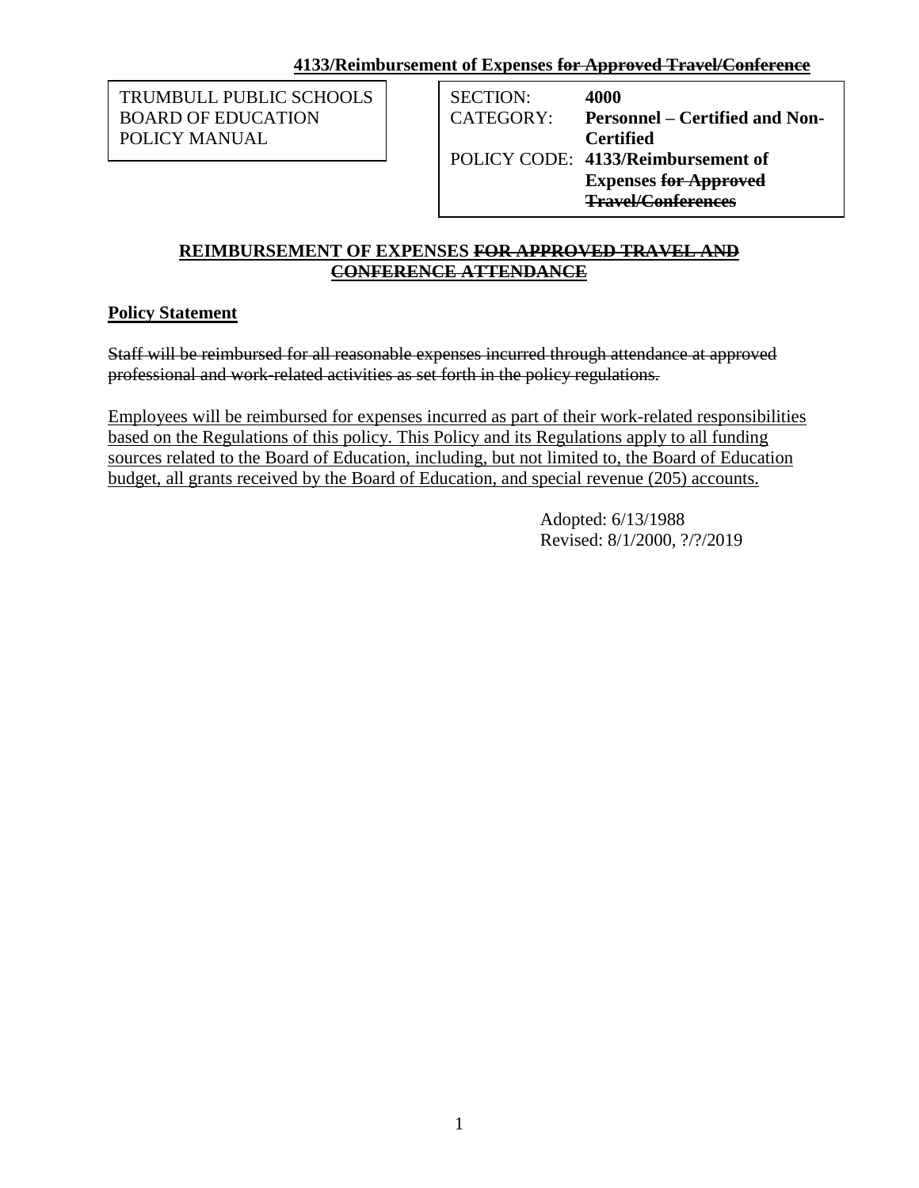TRUMBULL PUBLIC SCHOOLS
BOARD OF EDUCATION
POLICY MANUAL

| SECTION: | **4000** |
|---|---|
| CATEGORY: | **Personnel – Certified and Non-Certified** |
| POLICY CODE: | **4133/Reimbursement of Expenses ~~for Approved Travel/Conferences~~** |

## REIMBURSEMENT OF EXPENSES ~~FOR APPROVED TRAVEL AND CONFERENCE ATTENDANCE~~

**Policy Statement**

~~Staff will be reimbursed for all reasonable expenses incurred through attendance at approved professional and work-related activities as set forth in the policy regulations.~~

Employees will be reimbursed for expenses incurred as part of their work-related responsibilities based on the Regulations of this policy. This Policy and its Regulations apply to all funding sources related to the Board of Education, including, but not limited to, the Board of Education budget, all grants received by the Board of Education, and special revenue (205) accounts.

Adopted: 6/13/1988
Revised: 8/1/2000, ?/?/2019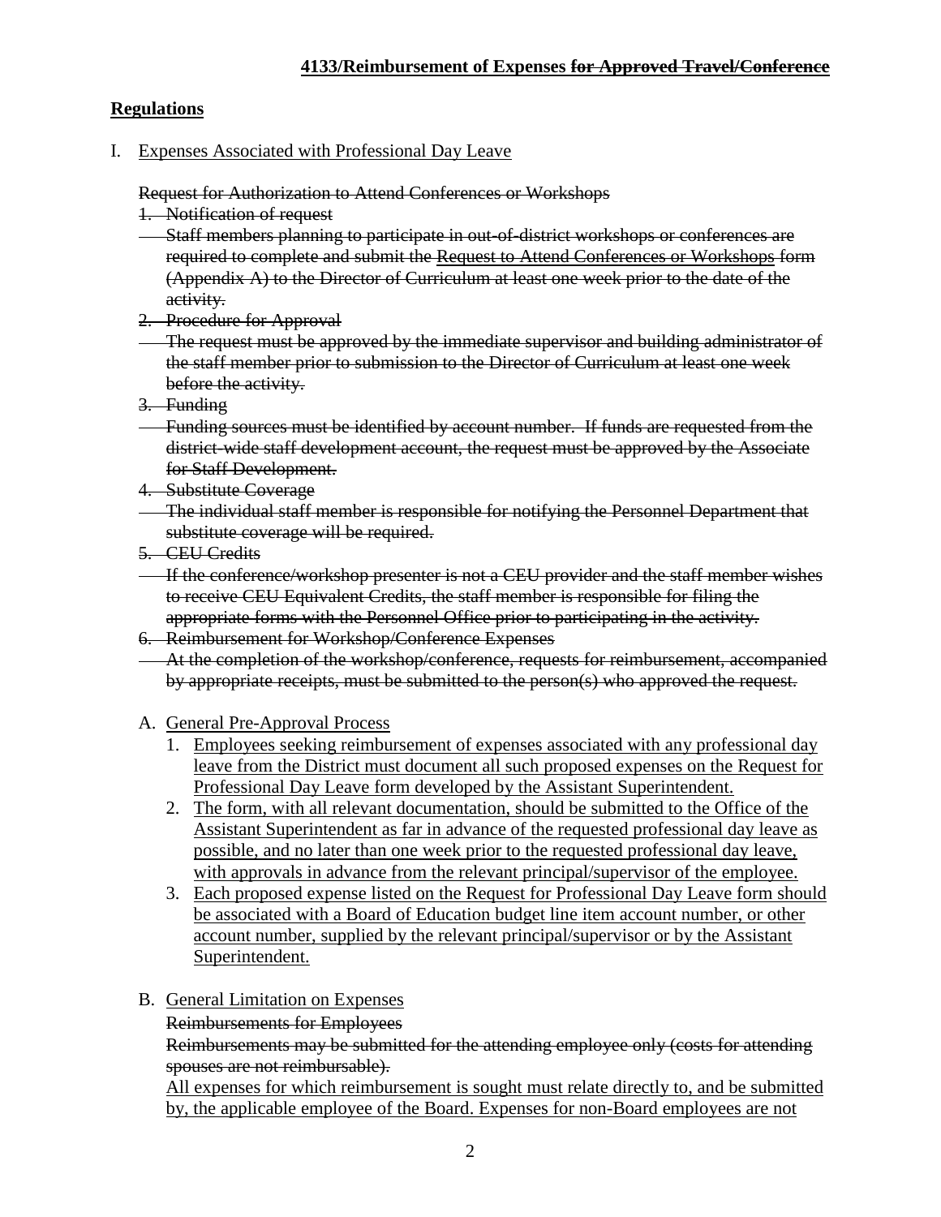**4133/Reimbursement of Expenses ~~for Approved Travel/Conference~~**

## Regulations

I. <u>Expenses Associated with Professional Day Leave</u>

~~Request for Authorization to Attend Conferences or Workshops~~

~~1. Notification of request~~

~~Staff members planning to participate in out-of-district workshops or conferences are required to complete and submit the Request to Attend Conferences or Workshops form (Appendix A) to the Director of Curriculum at least one week prior to the date of the activity.~~

~~2. Procedure for Approval~~

~~The request must be approved by the immediate supervisor and building administrator of the staff member prior to submission to the Director of Curriculum at least one week before the activity.~~

~~3. Funding~~

~~Funding sources must be identified by account number. If funds are requested from the district-wide staff development account, the request must be approved by the Associate for Staff Development.~~

~~4. Substitute Coverage~~

~~The individual staff member is responsible for notifying the Personnel Department that substitute coverage will be required.~~

~~5. CEU Credits~~

~~If the conference/workshop presenter is not a CEU provider and the staff member wishes to receive CEU Equivalent Credits, the staff member is responsible for filing the appropriate forms with the Personnel Office prior to participating in the activity.~~

~~6. Reimbursement for Workshop/Conference Expenses~~

~~At the completion of the workshop/conference, requests for reimbursement, accompanied by appropriate receipts, must be submitted to the person(s) who approved the request.~~

A. <u>General Pre-Approval Process</u>

1. <u>Employees seeking reimbursement of expenses associated with any professional day leave from the District must document all such proposed expenses on the Request for Professional Day Leave form developed by the Assistant Superintendent.</u>
2. <u>The form, with all relevant documentation, should be submitted to the Office of the Assistant Superintendent as far in advance of the requested professional day leave as possible, and no later than one week prior to the requested professional day leave, with approvals in advance from the relevant principal/supervisor of the employee.</u>
3. <u>Each proposed expense listed on the Request for Professional Day Leave form should be associated with a Board of Education budget line item account number, or other account number, supplied by the relevant principal/supervisor or by the Assistant Superintendent.</u>

B. <u>General Limitation on Expenses</u>

~~Reimbursements for Employees~~

~~Reimbursements may be submitted for the attending employee only (costs for attending spouses are not reimbursable).~~

<u>All expenses for which reimbursement is sought must relate directly to, and be submitted by, the applicable employee of the Board. Expenses for non-Board employees are not</u>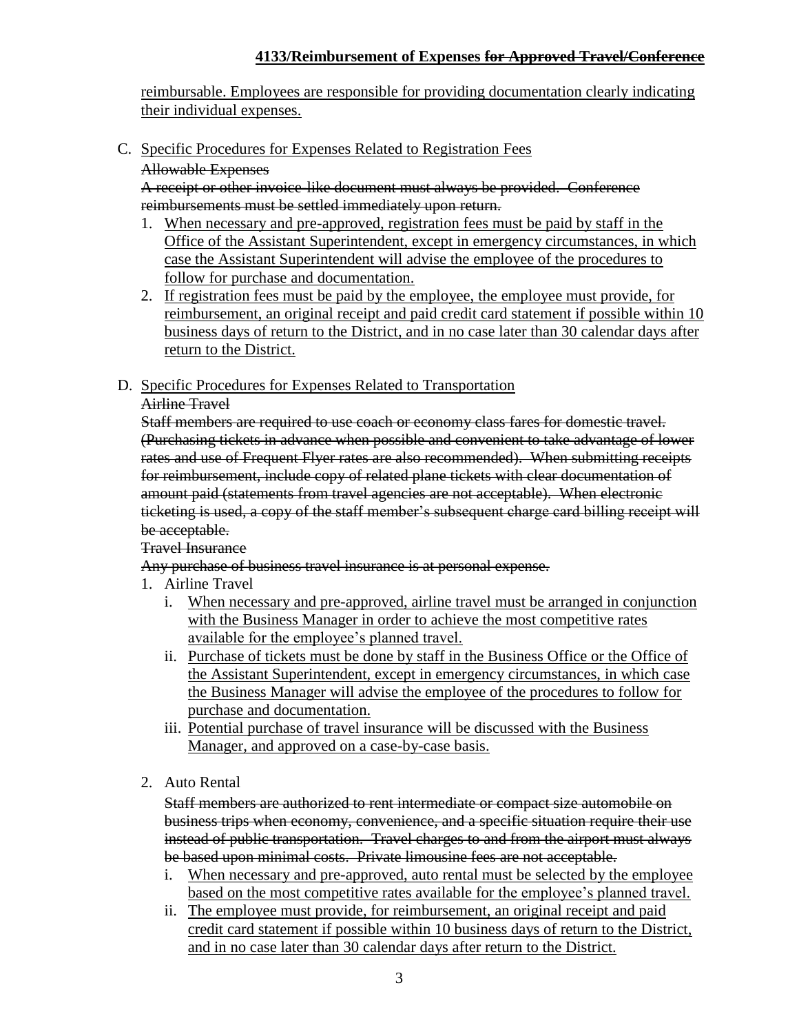reimbursable. Employees are responsible for providing documentation clearly indicating their individual expenses.

C. Specific Procedures for Expenses Related to Registration Fees

~~Allowable Expenses~~

~~A receipt or other invoice-like document must always be provided. Conference reimbursements must be settled immediately upon return.~~

1. When necessary and pre-approved, registration fees must be paid by staff in the Office of the Assistant Superintendent, except in emergency circumstances, in which case the Assistant Superintendent will advise the employee of the procedures to follow for purchase and documentation.
2. If registration fees must be paid by the employee, the employee must provide, for reimbursement, an original receipt and paid credit card statement if possible within 10 business days of return to the District, and in no case later than 30 calendar days after return to the District.

D. Specific Procedures for Expenses Related to Transportation

~~Airline Travel~~

~~Staff members are required to use coach or economy class fares for domestic travel. (Purchasing tickets in advance when possible and convenient to take advantage of lower rates and use of Frequent Flyer rates are also recommended). When submitting receipts for reimbursement, include copy of related plane tickets with clear documentation of amount paid (statements from travel agencies are not acceptable). When electronic ticketing is used, a copy of the staff member's subsequent charge card billing receipt will be acceptable.~~

~~Travel Insurance~~

~~Any purchase of business travel insurance is at personal expense.~~

1. Airline Travel
   - i. When necessary and pre-approved, airline travel must be arranged in conjunction with the Business Manager in order to achieve the most competitive rates available for the employee's planned travel.
   - ii. Purchase of tickets must be done by staff in the Business Office or the Office of the Assistant Superintendent, except in emergency circumstances, in which case the Business Manager will advise the employee of the procedures to follow for purchase and documentation.
   - iii. Potential purchase of travel insurance will be discussed with the Business Manager, and approved on a case-by-case basis.

2. Auto Rental

   ~~Staff members are authorized to rent intermediate or compact size automobile on business trips when economy, convenience, and a specific situation require their use instead of public transportation. Travel charges to and from the airport must always be based upon minimal costs. Private limousine fees are not acceptable.~~

   - i. When necessary and pre-approved, auto rental must be selected by the employee based on the most competitive rates available for the employee's planned travel.
   - ii. The employee must provide, for reimbursement, an original receipt and paid credit card statement if possible within 10 business days of return to the District, and in no case later than 30 calendar days after return to the District.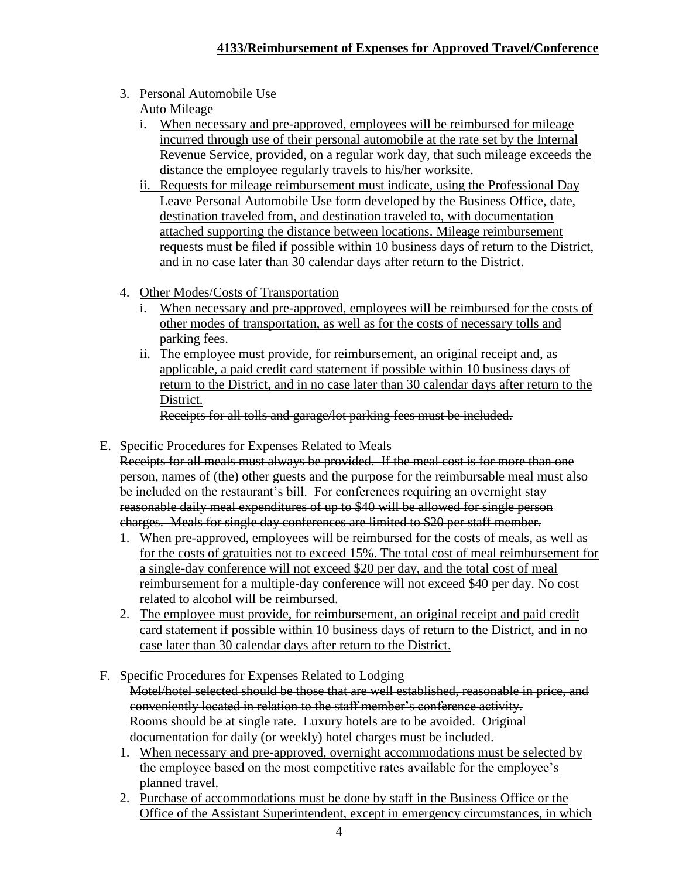3. Personal Automobile Use

   ~~Auto Mileage~~

   i. When necessary and pre-approved, employees will be reimbursed for mileage incurred through use of their personal automobile at the rate set by the Internal Revenue Service, provided, on a regular work day, that such mileage exceeds the distance the employee regularly travels to his/her worksite.
   ii. Requests for mileage reimbursement must indicate, using the Professional Day Leave Personal Automobile Use form developed by the Business Office, date, destination traveled from, and destination traveled to, with documentation attached supporting the distance between locations. Mileage reimbursement requests must be filed if possible within 10 business days of return to the District, and in no case later than 30 calendar days after return to the District.

4. Other Modes/Costs of Transportation

   i. When necessary and pre-approved, employees will be reimbursed for the costs of other modes of transportation, as well as for the costs of necessary tolls and parking fees.
   ii. The employee must provide, for reimbursement, an original receipt and, as applicable, a paid credit card statement if possible within 10 business days of return to the District, and in no case later than 30 calendar days after return to the District.

   ~~Receipts for all tolls and garage/lot parking fees must be included.~~

E. Specific Procedures for Expenses Related to Meals

~~Receipts for all meals must always be provided. If the meal cost is for more than one person, names of (the) other guests and the purpose for the reimbursable meal must also be included on the restaurant's bill. For conferences requiring an overnight stay reasonable daily meal expenditures of up to $40 will be allowed for single person charges. Meals for single day conferences are limited to $20 per staff member.~~

1. When pre-approved, employees will be reimbursed for the costs of meals, as well as for the costs of gratuities not to exceed 15%. The total cost of meal reimbursement for a single-day conference will not exceed $20 per day, and the total cost of meal reimbursement for a multiple-day conference will not exceed $40 per day. No cost related to alcohol will be reimbursed.
2. The employee must provide, for reimbursement, an original receipt and paid credit card statement if possible within 10 business days of return to the District, and in no case later than 30 calendar days after return to the District.

F. Specific Procedures for Expenses Related to Lodging

~~Motel/hotel selected should be those that are well established, reasonable in price, and conveniently located in relation to the staff member's conference activity. Rooms should be at single rate. Luxury hotels are to be avoided. Original documentation for daily (or weekly) hotel charges must be included.~~

1. When necessary and pre-approved, overnight accommodations must be selected by the employee based on the most competitive rates available for the employee's planned travel.
2. Purchase of accommodations must be done by staff in the Business Office or the Office of the Assistant Superintendent, except in emergency circumstances, in which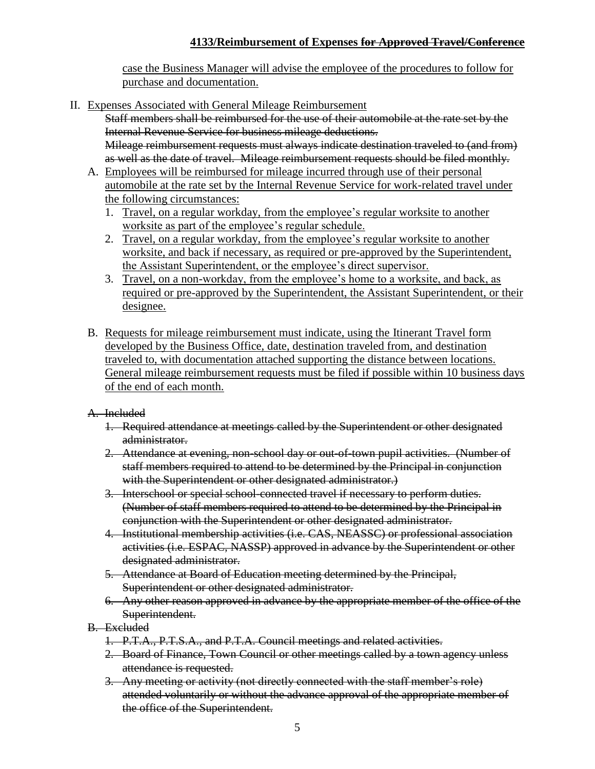case the Business Manager will advise the employee of the procedures to follow for purchase and documentation.

II. Expenses Associated with General Mileage Reimbursement

~~Staff members shall be reimbursed for the use of their automobile at the rate set by the Internal Revenue Service for business mileage deductions.~~

~~Mileage reimbursement requests must always indicate destination traveled to (and from) as well as the date of travel. Mileage reimbursement requests should be filed monthly.~~

A. Employees will be reimbursed for mileage incurred through use of their personal automobile at the rate set by the Internal Revenue Service for work-related travel under the following circumstances:
   1. Travel, on a regular workday, from the employee's regular worksite to another worksite as part of the employee's regular schedule.
   2. Travel, on a regular workday, from the employee's regular worksite to another worksite, and back if necessary, as required or pre-approved by the Superintendent, the Assistant Superintendent, or the employee's direct supervisor.
   3. Travel, on a non-workday, from the employee's home to a worksite, and back, as required or pre-approved by the Superintendent, the Assistant Superintendent, or their designee.

B. Requests for mileage reimbursement must indicate, using the Itinerant Travel form developed by the Business Office, date, destination traveled from, and destination traveled to, with documentation attached supporting the distance between locations. General mileage reimbursement requests must be filed if possible within 10 business days of the end of each month.

~~A. Included~~
   ~~1. Required attendance at meetings called by the Superintendent or other designated administrator.~~
   ~~2. Attendance at evening, non-school day or out-of-town pupil activities. (Number of staff members required to attend to be determined by the Principal in conjunction with the Superintendent or other designated administrator.)~~
   ~~3. Interschool or special school-connected travel if necessary to perform duties. (Number of staff members required to attend to be determined by the Principal in conjunction with the Superintendent or other designated administrator.~~
   ~~4. Institutional membership activities (i.e. CAS, NEASSC) or professional association activities (i.e. ESPAC, NASSP) approved in advance by the Superintendent or other designated administrator.~~
   ~~5. Attendance at Board of Education meeting determined by the Principal, Superintendent or other designated administrator.~~
   ~~6. Any other reason approved in advance by the appropriate member of the office of the Superintendent.~~

~~B. Excluded~~
   ~~1. P.T.A., P.T.S.A., and P.T.A. Council meetings and related activities.~~
   ~~2. Board of Finance, Town Council or other meetings called by a town agency unless attendance is requested.~~
   ~~3. Any meeting or activity (not directly connected with the staff member's role) attended voluntarily or without the advance approval of the appropriate member of the office of the Superintendent.~~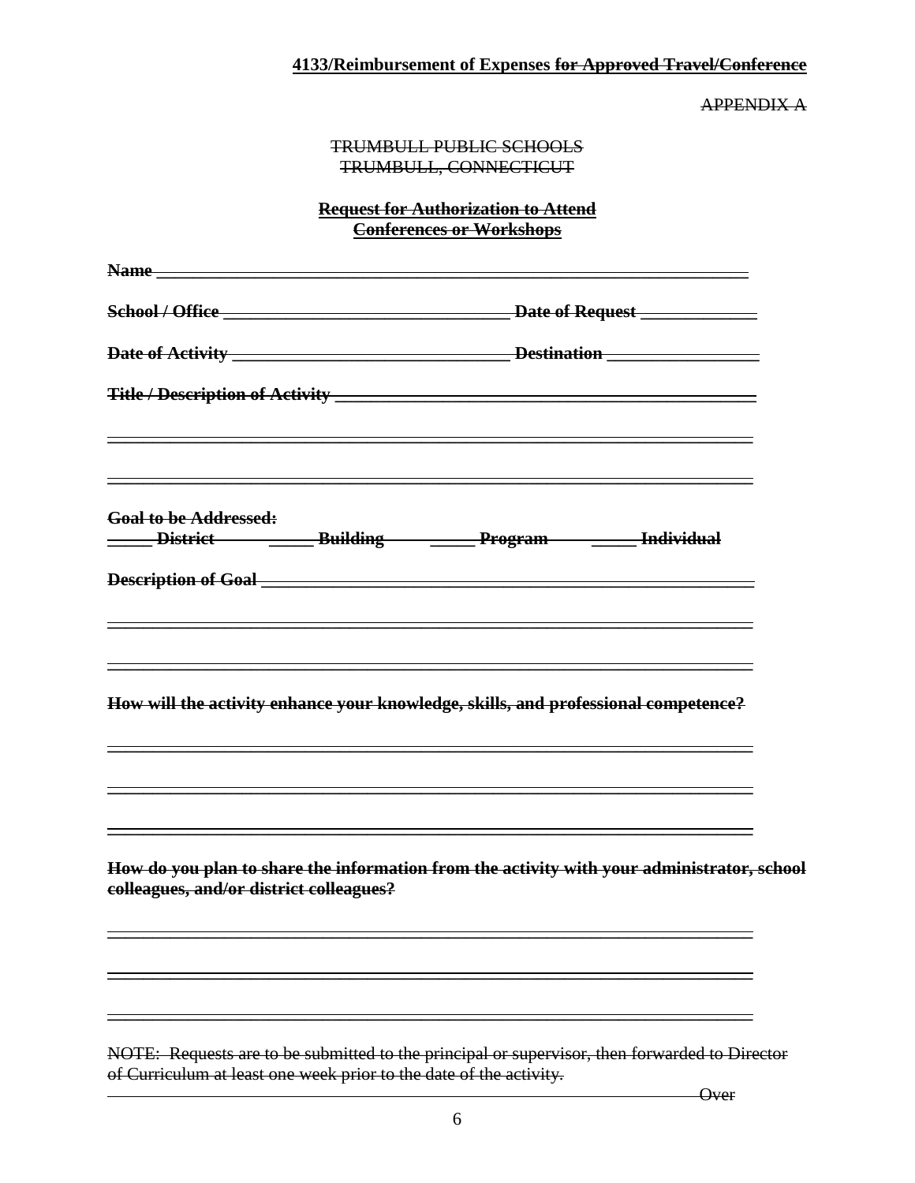~~APPENDIX A~~

~~TRUMBULL PUBLIC SCHOOLS~~
~~TRUMBULL, CONNECTICUT~~

**~~Request for Authorization to Attend~~**
**~~Conferences or Workshops~~**

**~~Name~~** ________________________________________________

**~~School / Office~~** ______________________________ **~~Date of Request~~** ______________

**~~Date of Activity~~** ______________________________ **~~Destination~~** ______________

**~~Title / Description of Activity~~** ______________________________________

________________________________________________________________

________________________________________________________________

**~~Goal to be Addressed:~~**
**~~_____ District   _____ Building   _____ Program   _____ Individual~~**

**~~Description of Goal~~** ______________________________________________

________________________________________________________________

________________________________________________________________

**~~How will the activity enhance your knowledge, skills, and professional competence?~~**

________________________________________________________________

________________________________________________________________

________________________________________________________________

**~~How do you plan to share the information from the activity with your administrator, school colleagues, and/or district colleagues?~~**

________________________________________________________________

________________________________________________________________

________________________________________________________________

~~NOTE: Requests are to be submitted to the principal or supervisor, then forwarded to Director of Curriculum at least one week prior to the date of the activity.~~

~~Over~~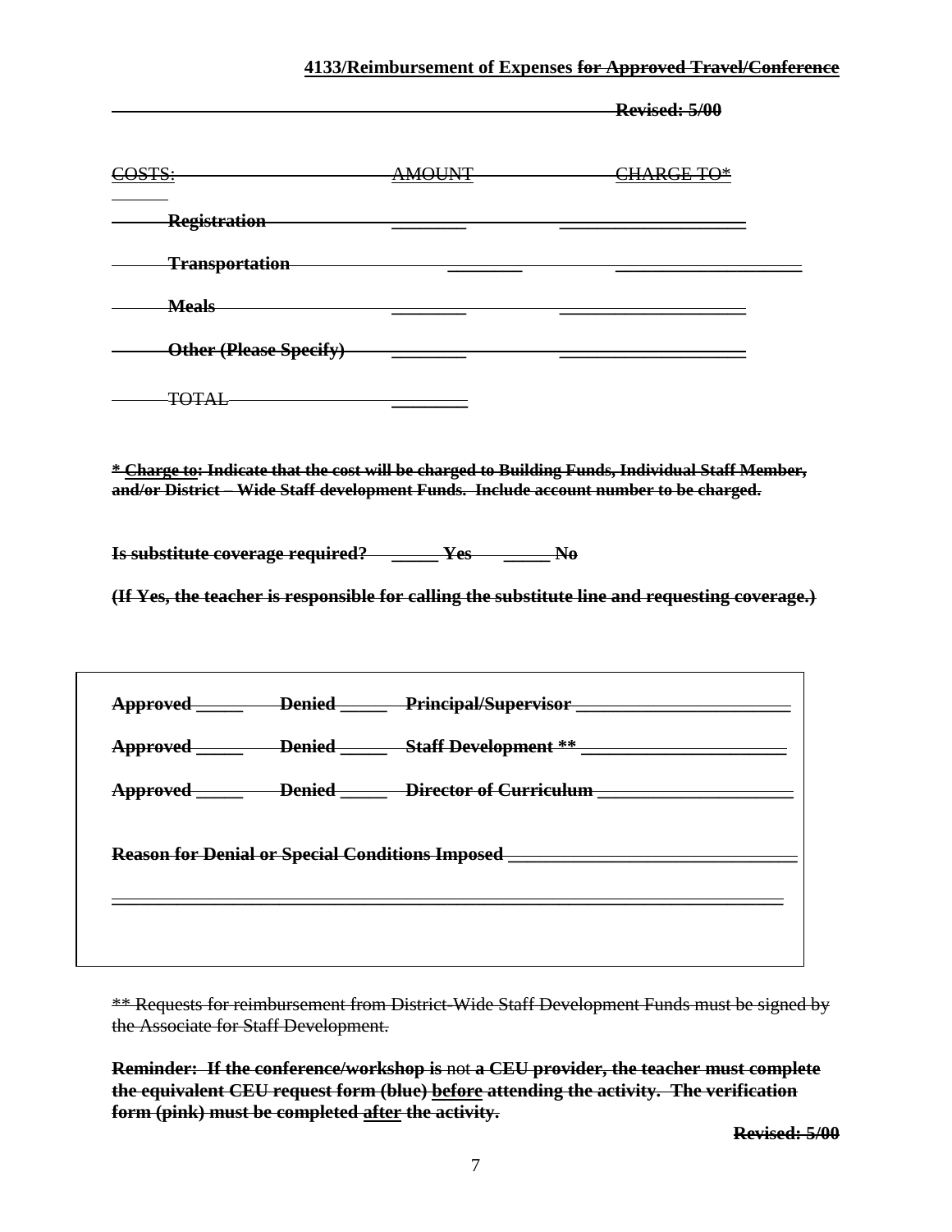**4133/Reimbursement of Expenses ~~for Approved Travel/Conference~~**

~~**Revised: 5/00**~~

| ~~COSTS:~~ | ~~AMOUNT~~ | ~~CHARGE TO*~~ |
| --- | --- | --- |
| ~~**Registration**~~ | ________ | ____________________ |
| ~~**Transportation**~~ | ________ | ____________________ |
| ~~**Meals**~~ | ________ | ____________________ |
| ~~**Other (Please Specify)**~~ | ________ | ____________________ |
| ~~TOTAL~~ | ________ | |

~~**\* Charge to: Indicate that the cost will be charged to Building Funds, Individual Staff Member, and/or District – Wide Staff development Funds. Include account number to be charged.**~~

~~**Is substitute coverage required? _____ Yes _____ No**~~

~~**(If Yes, the teacher is responsible for calling the substitute line and requesting coverage.)**~~

~~**Approved _____ Denied _____ Principal/Supervisor ______________________**~~

~~**Approved _____ Denied _____ Staff Development \*\* _____________________**~~

~~**Approved _____ Denied _____ Director of Curriculum ____________________**~~

~~**Reason for Denial or Special Conditions Imposed ______________________________**~~

~~___________________________________________________________________________~~

~~\*\* Requests for reimbursement from District-Wide Staff Development Funds must be signed by the Associate for Staff Development.~~

~~**Reminder: If the conference/workshop is** not **a CEU provider, the teacher must complete the equivalent CEU request form (blue) before attending the activity. The verification form (pink) must be completed after the activity.**~~

~~**Revised: 5/00**~~